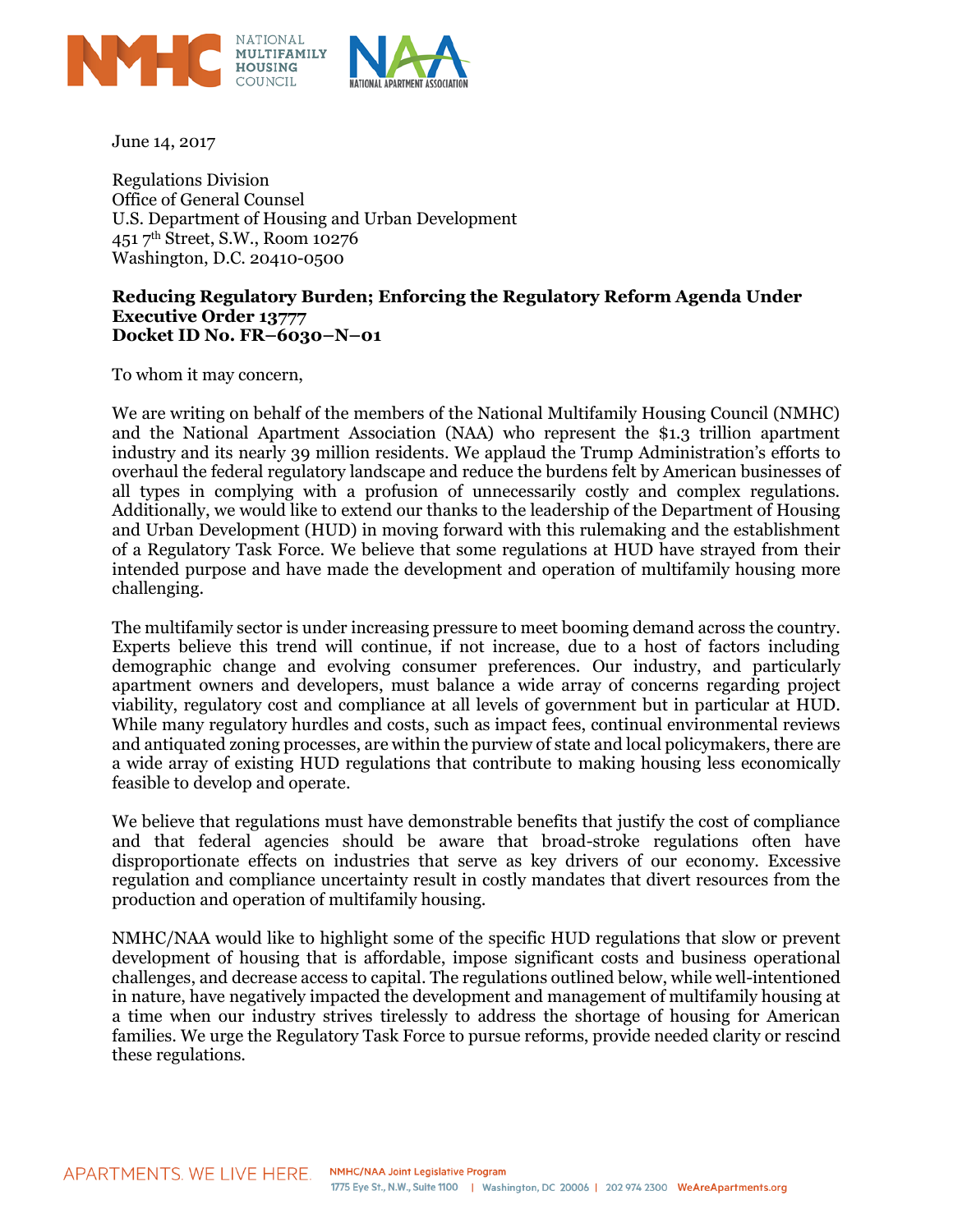NATIONAL MULTIFAMILY HOUSING COUNCIL

NATIONAL APARTMENT ASSOCIATION

June 14, 2017

Regulations Division
Office of General Counsel
U.S. Department of Housing and Urban Development
451 7th Street, S.W., Room 10276
Washington, D.C. 20410-0500

**Reducing Regulatory Burden; Enforcing the Regulatory Reform Agenda Under Executive Order 13777**
**Docket ID No. FR–6030–N–01**

To whom it may concern,

We are writing on behalf of the members of the National Multifamily Housing Council (NMHC) and the National Apartment Association (NAA) who represent the $1.3 trillion apartment industry and its nearly 39 million residents. We applaud the Trump Administration's efforts to overhaul the federal regulatory landscape and reduce the burdens felt by American businesses of all types in complying with a profusion of unnecessarily costly and complex regulations. Additionally, we would like to extend our thanks to the leadership of the Department of Housing and Urban Development (HUD) in moving forward with this rulemaking and the establishment of a Regulatory Task Force. We believe that some regulations at HUD have strayed from their intended purpose and have made the development and operation of multifamily housing more challenging.

The multifamily sector is under increasing pressure to meet booming demand across the country. Experts believe this trend will continue, if not increase, due to a host of factors including demographic change and evolving consumer preferences. Our industry, and particularly apartment owners and developers, must balance a wide array of concerns regarding project viability, regulatory cost and compliance at all levels of government but in particular at HUD. While many regulatory hurdles and costs, such as impact fees, continual environmental reviews and antiquated zoning processes, are within the purview of state and local policymakers, there are a wide array of existing HUD regulations that contribute to making housing less economically feasible to develop and operate.

We believe that regulations must have demonstrable benefits that justify the cost of compliance and that federal agencies should be aware that broad-stroke regulations often have disproportionate effects on industries that serve as key drivers of our economy. Excessive regulation and compliance uncertainty result in costly mandates that divert resources from the production and operation of multifamily housing.

NMHC/NAA would like to highlight some of the specific HUD regulations that slow or prevent development of housing that is affordable, impose significant costs and business operational challenges, and decrease access to capital. The regulations outlined below, while well-intentioned in nature, have negatively impacted the development and management of multifamily housing at a time when our industry strives tirelessly to address the shortage of housing for American families. We urge the Regulatory Task Force to pursue reforms, provide needed clarity or rescind these regulations.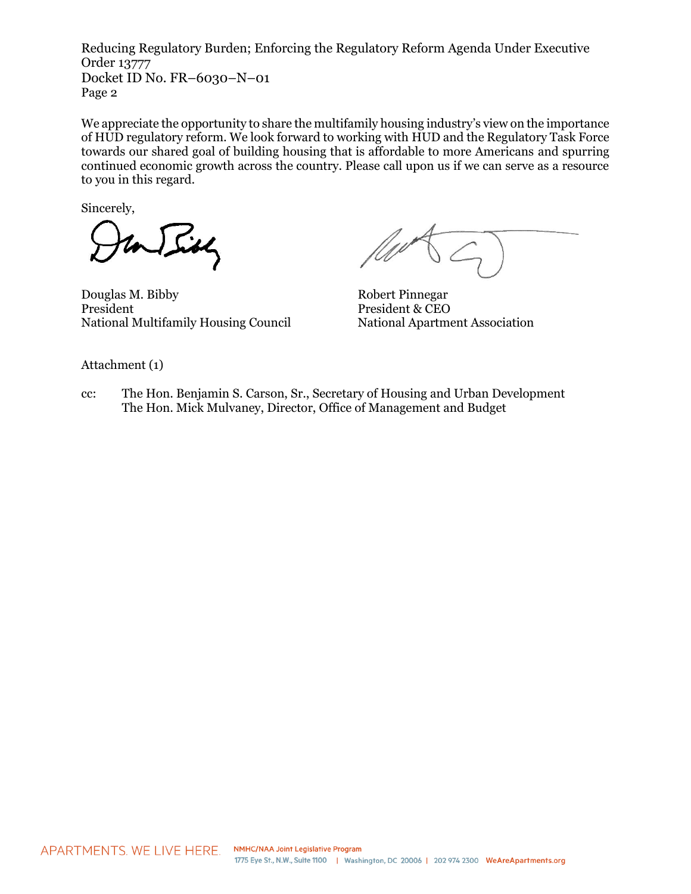We appreciate the opportunity to share the multifamily housing industry's view on the importance of HUD regulatory reform. We look forward to working with HUD and the Regulatory Task Force towards our shared goal of building housing that is affordable to more Americans and spurring continued economic growth across the country. Please call upon us if we can serve as a resource to you in this regard.

Sincerely,

Douglas M. Bibby
President
National Multifamily Housing Council

Robert Pinnegar
President & CEO
National Apartment Association

Attachment (1)

cc: The Hon. Benjamin S. Carson, Sr., Secretary of Housing and Urban Development
The Hon. Mick Mulvaney, Director, Office of Management and Budget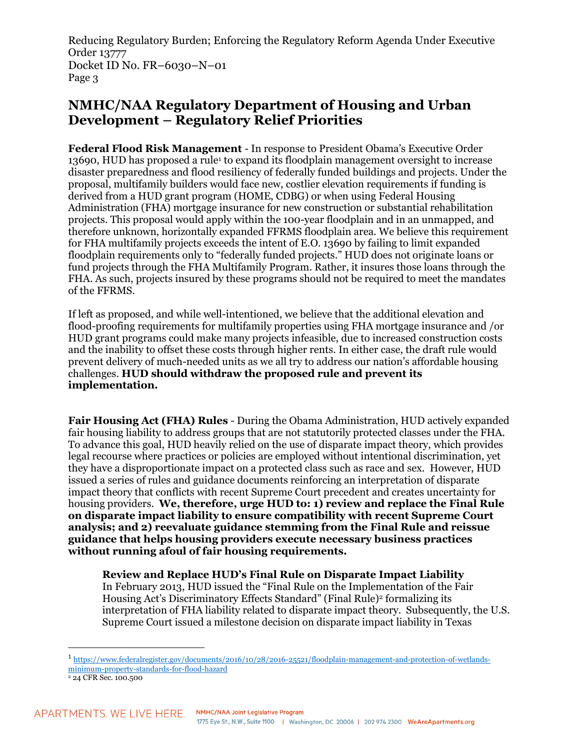## NMHC/NAA Regulatory Department of Housing and Urban Development – Regulatory Relief Priorities

**Federal Flood Risk Management** - In response to President Obama's Executive Order 13690, HUD has proposed a rule[1] to expand its floodplain management oversight to increase disaster preparedness and flood resiliency of federally funded buildings and projects. Under the proposal, multifamily builders would face new, costlier elevation requirements if funding is derived from a HUD grant program (HOME, CDBG) or when using Federal Housing Administration (FHA) mortgage insurance for new construction or substantial rehabilitation projects. This proposal would apply within the 100-year floodplain and in an unmapped, and therefore unknown, horizontally expanded FFRMS floodplain area. We believe this requirement for FHA multifamily projects exceeds the intent of E.O. 13690 by failing to limit expanded floodplain requirements only to "federally funded projects." HUD does not originate loans or fund projects through the FHA Multifamily Program. Rather, it insures those loans through the FHA. As such, projects insured by these programs should not be required to meet the mandates of the FFRMS.

If left as proposed, and while well-intentioned, we believe that the additional elevation and flood-proofing requirements for multifamily properties using FHA mortgage insurance and /or HUD grant programs could make many projects infeasible, due to increased construction costs and the inability to offset these costs through higher rents. In either case, the draft rule would prevent delivery of much-needed units as we all try to address our nation's affordable housing challenges. **HUD should withdraw the proposed rule and prevent its implementation.**

**Fair Housing Act (FHA) Rules** - During the Obama Administration, HUD actively expanded fair housing liability to address groups that are not statutorily protected classes under the FHA. To advance this goal, HUD heavily relied on the use of disparate impact theory, which provides legal recourse where practices or policies are employed without intentional discrimination, yet they have a disproportionate impact on a protected class such as race and sex. However, HUD issued a series of rules and guidance documents reinforcing an interpretation of disparate impact theory that conflicts with recent Supreme Court precedent and creates uncertainty for housing providers. **We, therefore, urge HUD to: 1) review and replace the Final Rule on disparate impact liability to ensure compatibility with recent Supreme Court analysis; and 2) reevaluate guidance stemming from the Final Rule and reissue guidance that helps housing providers execute necessary business practices without running afoul of fair housing requirements.**

**Review and Replace HUD's Final Rule on Disparate Impact Liability**
In February 2013, HUD issued the "Final Rule on the Implementation of the Fair Housing Act's Discriminatory Effects Standard" (Final Rule)[2] formalizing its interpretation of FHA liability related to disparate impact theory. Subsequently, the U.S. Supreme Court issued a milestone decision on disparate impact liability in Texas

---

[1] https://www.federalregister.gov/documents/2016/10/28/2016-25521/floodplain-management-and-protection-of-wetlands-minimum-property-standards-for-flood-hazard

[2] 24 CFR Sec. 100.500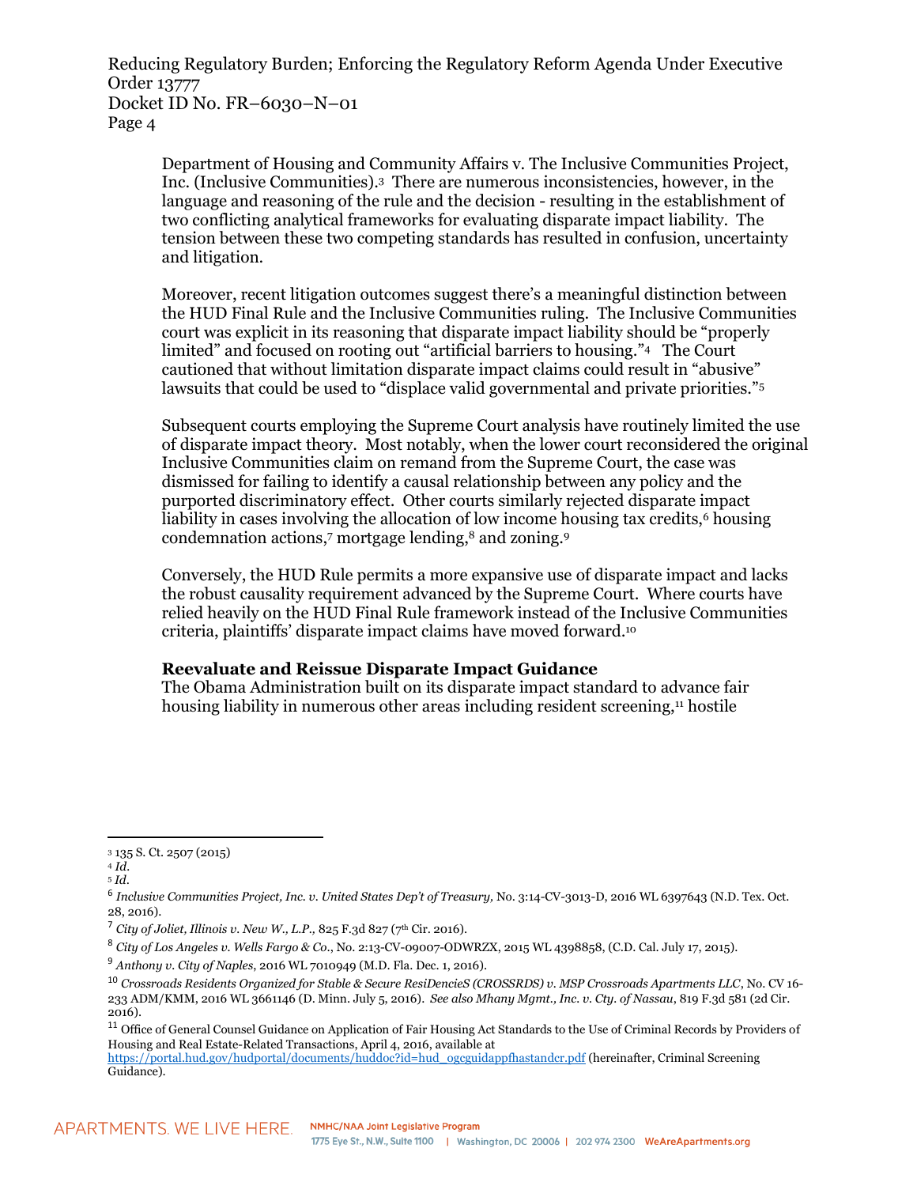Department of Housing and Community Affairs v. The Inclusive Communities Project, Inc. (Inclusive Communities).[3] There are numerous inconsistencies, however, in the language and reasoning of the rule and the decision - resulting in the establishment of two conflicting analytical frameworks for evaluating disparate impact liability. The tension between these two competing standards has resulted in confusion, uncertainty and litigation.

Moreover, recent litigation outcomes suggest there's a meaningful distinction between the HUD Final Rule and the Inclusive Communities ruling. The Inclusive Communities court was explicit in its reasoning that disparate impact liability should be "properly limited" and focused on rooting out "artificial barriers to housing."[4] The Court cautioned that without limitation disparate impact claims could result in "abusive" lawsuits that could be used to "displace valid governmental and private priorities."[5]

Subsequent courts employing the Supreme Court analysis have routinely limited the use of disparate impact theory. Most notably, when the lower court reconsidered the original Inclusive Communities claim on remand from the Supreme Court, the case was dismissed for failing to identify a causal relationship between any policy and the purported discriminatory effect. Other courts similarly rejected disparate impact liability in cases involving the allocation of low income housing tax credits,[6] housing condemnation actions,[7] mortgage lending,[8] and zoning.[9]

Conversely, the HUD Rule permits a more expansive use of disparate impact and lacks the robust causality requirement advanced by the Supreme Court. Where courts have relied heavily on the HUD Final Rule framework instead of the Inclusive Communities criteria, plaintiffs' disparate impact claims have moved forward.[10]

**Reevaluate and Reissue Disparate Impact Guidance**

The Obama Administration built on its disparate impact standard to advance fair housing liability in numerous other areas including resident screening,[11] hostile

---

[3] 135 S. Ct. 2507 (2015)

[4] *Id.*

[5] *Id.*

[6] *Inclusive Communities Project, Inc. v. United States Dep't of Treasury,* No. 3:14-CV-3013-D, 2016 WL 6397643 (N.D. Tex. Oct. 28, 2016).

[7] *City of Joliet, Illinois v. New W., L.P.,* 825 F.3d 827 (7th Cir. 2016).

[8] *City of Los Angeles v. Wells Fargo & Co.*, No. 2:13-CV-09007-ODWRZX, 2015 WL 4398858, (C.D. Cal. July 17, 2015).

[9] *Anthony v. City of Naples*, 2016 WL 7010949 (M.D. Fla. Dec. 1, 2016).

[10] *Crossroads Residents Organized for Stable & Secure ResiDencieS (CROSSRDS) v. MSP Crossroads Apartments LLC*, No. CV 16-233 ADM/KMM, 2016 WL 3661146 (D. Minn. July 5, 2016). *See also Mhany Mgmt., Inc. v. Cty. of Nassau*, 819 F.3d 581 (2d Cir. 2016).

[11] Office of General Counsel Guidance on Application of Fair Housing Act Standards to the Use of Criminal Records by Providers of Housing and Real Estate-Related Transactions, April 4, 2016, available at https://portal.hud.gov/hudportal/documents/huddoc?id=hud_ogcguidappfhastandcr.pdf (hereinafter, Criminal Screening Guidance).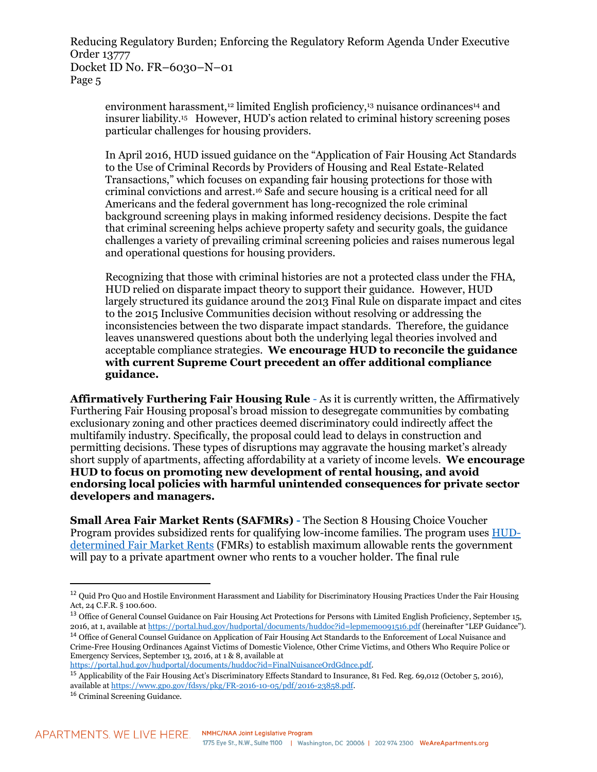environment harassment,[12] limited English proficiency,[13] nuisance ordinances[14] and insurer liability.[15] However, HUD's action related to criminal history screening poses particular challenges for housing providers.

In April 2016, HUD issued guidance on the "Application of Fair Housing Act Standards to the Use of Criminal Records by Providers of Housing and Real Estate-Related Transactions," which focuses on expanding fair housing protections for those with criminal convictions and arrest.[16] Safe and secure housing is a critical need for all Americans and the federal government has long-recognized the role criminal background screening plays in making informed residency decisions. Despite the fact that criminal screening helps achieve property safety and security goals, the guidance challenges a variety of prevailing criminal screening policies and raises numerous legal and operational questions for housing providers.

Recognizing that those with criminal histories are not a protected class under the FHA, HUD relied on disparate impact theory to support their guidance. However, HUD largely structured its guidance around the 2013 Final Rule on disparate impact and cites to the 2015 Inclusive Communities decision without resolving or addressing the inconsistencies between the two disparate impact standards. Therefore, the guidance leaves unanswered questions about both the underlying legal theories involved and acceptable compliance strategies. **We encourage HUD to reconcile the guidance with current Supreme Court precedent an offer additional compliance guidance.**

**Affirmatively Furthering Fair Housing Rule** - As it is currently written, the Affirmatively Furthering Fair Housing proposal's broad mission to desegregate communities by combating exclusionary zoning and other practices deemed discriminatory could indirectly affect the multifamily industry. Specifically, the proposal could lead to delays in construction and permitting decisions. These types of disruptions may aggravate the housing market's already short supply of apartments, affecting affordability at a variety of income levels. **We encourage HUD to focus on promoting new development of rental housing, and avoid endorsing local policies with harmful unintended consequences for private sector developers and managers.**

**Small Area Fair Market Rents (SAFMRs)** - The Section 8 Housing Choice Voucher Program provides subsidized rents for qualifying low-income families. The program uses [HUD-determined Fair Market Rents](https://www.huduser.gov/portal/datasets/fmr.html) (FMRs) to establish maximum allowable rents the government will pay to a private apartment owner who rents to a voucher holder. The final rule

---

[12] Quid Pro Quo and Hostile Environment Harassment and Liability for Discriminatory Housing Practices Under the Fair Housing Act, 24 C.F.R. § 100.600.

[13] Office of General Counsel Guidance on Fair Housing Act Protections for Persons with Limited English Proficiency, September 15, 2016, at 1, available at https://portal.hud.gov/hudportal/documents/huddoc?id=lepmemo091516.pdf (hereinafter "LEP Guidance").

[14] Office of General Counsel Guidance on Application of Fair Housing Act Standards to the Enforcement of Local Nuisance and Crime-Free Housing Ordinances Against Victims of Domestic Violence, Other Crime Victims, and Others Who Require Police or Emergency Services, September 13, 2016, at 1 & 8, available at https://portal.hud.gov/hudportal/documents/huddoc?id=FinalNuisanceOrdGdnce.pdf.

[15] Applicability of the Fair Housing Act's Discriminatory Effects Standard to Insurance, 81 Fed. Reg. 69,012 (October 5, 2016), available at https://www.gpo.gov/fdsys/pkg/FR-2016-10-05/pdf/2016-23858.pdf.

[16] Criminal Screening Guidance.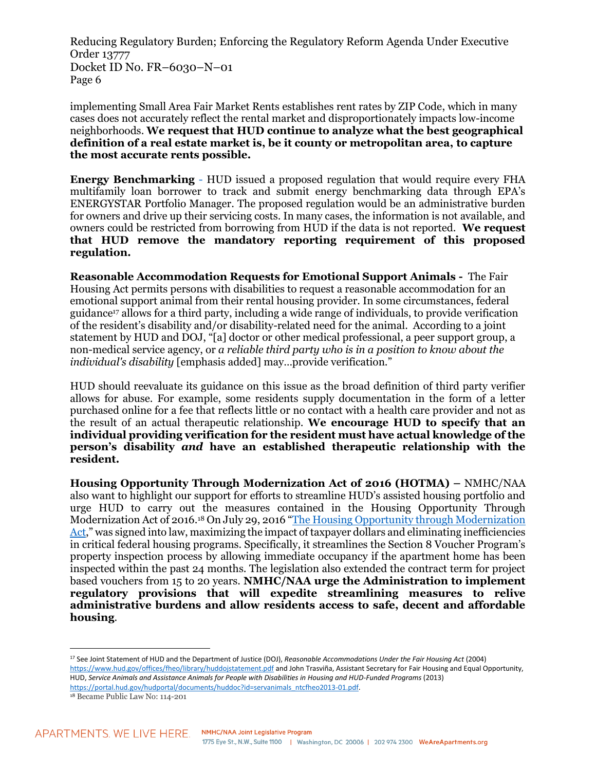implementing Small Area Fair Market Rents establishes rent rates by ZIP Code, which in many cases does not accurately reflect the rental market and disproportionately impacts low-income neighborhoods. **We request that HUD continue to analyze what the best geographical definition of a real estate market is, be it county or metropolitan area, to capture the most accurate rents possible.**

**Energy Benchmarking** - HUD issued a proposed regulation that would require every FHA multifamily loan borrower to track and submit energy benchmarking data through EPA's ENERGYSTAR Portfolio Manager. The proposed regulation would be an administrative burden for owners and drive up their servicing costs. In many cases, the information is not available, and owners could be restricted from borrowing from HUD if the data is not reported. **We request that HUD remove the mandatory reporting requirement of this proposed regulation.**

**Reasonable Accommodation Requests for Emotional Support Animals -** The Fair Housing Act permits persons with disabilities to request a reasonable accommodation for an emotional support animal from their rental housing provider. In some circumstances, federal guidance[17] allows for a third party, including a wide range of individuals, to provide verification of the resident's disability and/or disability-related need for the animal. According to a joint statement by HUD and DOJ, "[a] doctor or other medical professional, a peer support group, a non-medical service agency, or *a reliable third party who is in a position to know about the individual's disability* [emphasis added] may…provide verification."

HUD should reevaluate its guidance on this issue as the broad definition of third party verifier allows for abuse. For example, some residents supply documentation in the form of a letter purchased online for a fee that reflects little or no contact with a health care provider and not as the result of an actual therapeutic relationship. **We encourage HUD to specify that an individual providing verification for the resident must have actual knowledge of the person's disability *and* have an established therapeutic relationship with the resident.**

**Housing Opportunity Through Modernization Act of 2016 (HOTMA) –** NMHC/NAA also want to highlight our support for efforts to streamline HUD's assisted housing portfolio and urge HUD to carry out the measures contained in the Housing Opportunity Through Modernization Act of 2016.[18] On July 29, 2016 "[The Housing Opportunity through Modernization Act](#)," was signed into law, maximizing the impact of taxpayer dollars and eliminating inefficiencies in critical federal housing programs. Specifically, it streamlines the Section 8 Voucher Program's property inspection process by allowing immediate occupancy if the apartment home has been inspected within the past 24 months. The legislation also extended the contract term for project based vouchers from 15 to 20 years. **NMHC/NAA urge the Administration to implement regulatory provisions that will expedite streamlining measures to relive administrative burdens and allow residents access to safe, decent and affordable housing**.

---

[17] See Joint Statement of HUD and the Department of Justice (DOJ), *Reasonable Accommodations Under the Fair Housing Act* (2004) https://www.hud.gov/offices/fheo/library/huddojstatement.pdf and John Trasviña, Assistant Secretary for Fair Housing and Equal Opportunity, HUD, *Service Animals and Assistance Animals for People with Disabilities in Housing and HUD-Funded Programs* (2013) https://portal.hud.gov/hudportal/documents/huddoc?id=servanimals_ntcfheo2013-01.pdf.

[18] Became Public Law No: 114-201